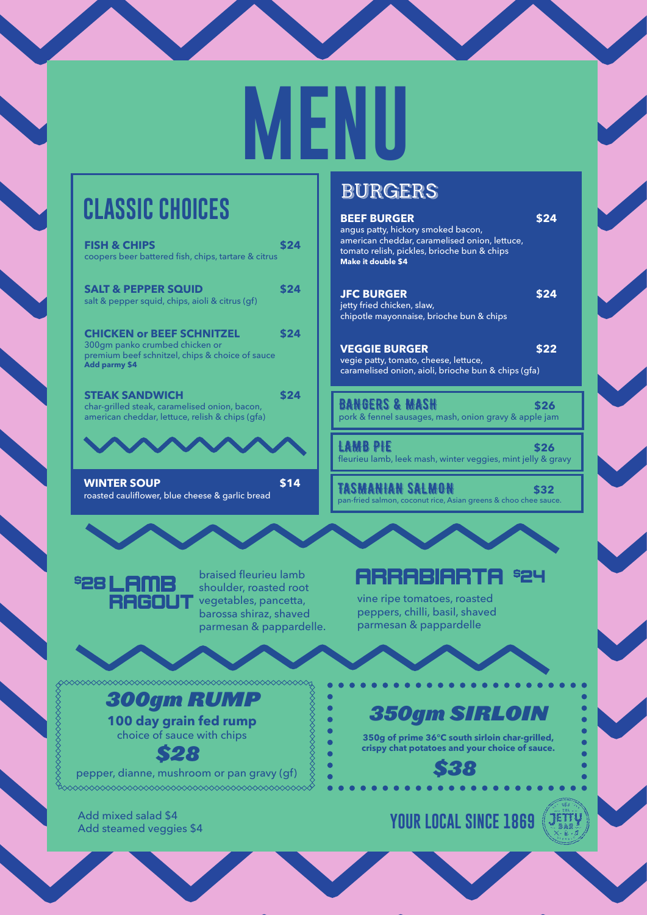# MENU

## CLASSIC CHOICES

**FISH & CHIPS** **$24**
coopers beer battered fish, chips, tartare & citrus

**SALT & PEPPER SQUID** **$24**
salt & pepper squid, chips, aioli & citrus (gf)

**CHICKEN or BEEF SCHNITZEL** **$24**
300gm panko crumbed chicken or premium beef schnitzel, chips & choice of sauce
**Add parmy $4**

**STEAK SANDWICH** **$24**
char-grilled steak, caramelised onion, bacon, american cheddar, lettuce, relish & chips (gfa)

**WINTER SOUP** **$14**
roasted cauliflower, blue cheese & garlic bread

## BURGERS

**BEEF BURGER** **$24**
angus patty, hickory smoked bacon, american cheddar, caramelised onion, lettuce, tomato relish, pickles, brioche bun & chips
**Make it double $4**

**JFC BURGER** **$24**
jetty fried chicken, slaw, chipotle mayonnaise, brioche bun & chips

**VEGGIE BURGER** **$22**
vegie patty, tomato, cheese, lettuce, caramelised onion, aioli, brioche bun & chips (gfa)

**BANGERS & MASH** **$26**
pork & fennel sausages, mash, onion gravy & apple jam

**LAMB PIE** **$26**
fleurieu lamb, leek mash, winter veggies, mint jelly & gravy

**TASMANIAN SALMON** **$32**
pan-fried salmon, coconut rice, Asian greens & choo chee sauce.

## $28 LAMB RAGOUT

braised fleurieu lamb shoulder, roasted root vegetables, pancetta, barossa shiraz, shaved parmesan & pappardelle.

## ARRABIARTA $24

vine ripe tomatoes, roasted peppers, chilli, basil, shaved parmesan & pappardelle

## *300gm RUMP*

**100 day grain fed rump**
choice of sauce with chips

***$28***

pepper, dianne, mushroom or pan gravy (gf)

## *350gm SIRLOIN*

**350g of prime 36°C south sirloin char-grilled, crispy chat potatoes and your choice of sauce.**

***$38***

Add mixed salad $4
Add steamed veggies $4

YOUR LOCAL SINCE 1869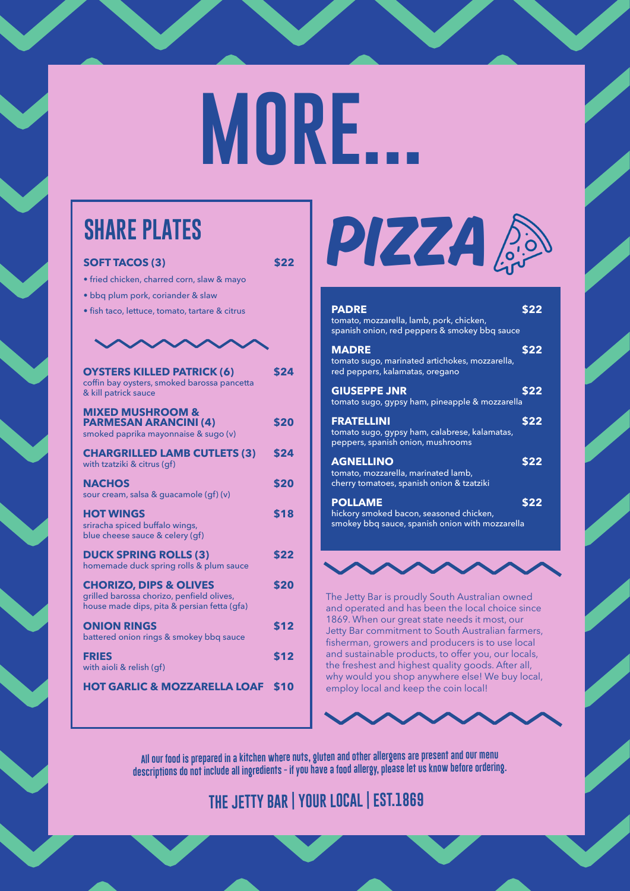# MORE...

## SHARE PLATES

**SOFT TACOS (3)** **$22**

- fried chicken, charred corn, slaw & mayo
- bbq plum pork, coriander & slaw
- fish taco, lettuce, tomato, tartare & citrus

**OYSTERS KILLED PATRICK (6)** **$24**
coffin bay oysters, smoked barossa pancetta & kill patrick sauce

**MIXED MUSHROOM & PARMESAN ARANCINI (4)** **$20**
smoked paprika mayonnaise & sugo (v)

**CHARGRILLED LAMB CUTLETS (3)** **$24**
with tzatziki & citrus (gf)

**NACHOS** **$20**
sour cream, salsa & guacamole (gf) (v)

**HOT WINGS** **$18**
sriracha spiced buffalo wings, blue cheese sauce & celery (gf)

**DUCK SPRING ROLLS (3)** **$22**
homemade duck spring rolls & plum sauce

**CHORIZO, DIPS & OLIVES** **$20**
grilled barossa chorizo, penfield olives, house made dips, pita & persian fetta (gfa)

**ONION RINGS** **$12**
battered onion rings & smokey bbq sauce

**FRIES** **$12**
with aioli & relish (gf)

**HOT GARLIC & MOZZARELLA LOAF** **$10**

## PIZZA

**PADRE** **$22**
tomato, mozzarella, lamb, pork, chicken, spanish onion, red peppers & smokey bbq sauce

**MADRE** **$22**
tomato sugo, marinated artichokes, mozzarella, red peppers, kalamatas, oregano

**GIUSEPPE JNR** **$22**
tomato sugo, gypsy ham, pineapple & mozzarella

**FRATELLINI** **$22**
tomato sugo, gypsy ham, calabrese, kalamatas, peppers, spanish onion, mushrooms

**AGNELLINO** **$22**
tomato, mozzarella, marinated lamb, cherry tomatoes, spanish onion & tzatziki

**POLLAME** **$22**
hickory smoked bacon, seasoned chicken, smokey bbq sauce, spanish onion with mozzarella

The Jetty Bar is proudly South Australian owned and operated and has been the local choice since 1869. When our great state needs it most, our Jetty Bar commitment to South Australian farmers, fisherman, growers and producers is to use local and sustainable products, to offer you, our locals, the freshest and highest quality goods. After all, why would you shop anywhere else! We buy local, employ local and keep the coin local!

All our food is prepared in a kitchen where nuts, gluten and other allergens are present and our menu descriptions do not include all ingredients - if you have a food allergy, please let us know before ordering.

THE JETTY BAR | YOUR LOCAL | EST.1869